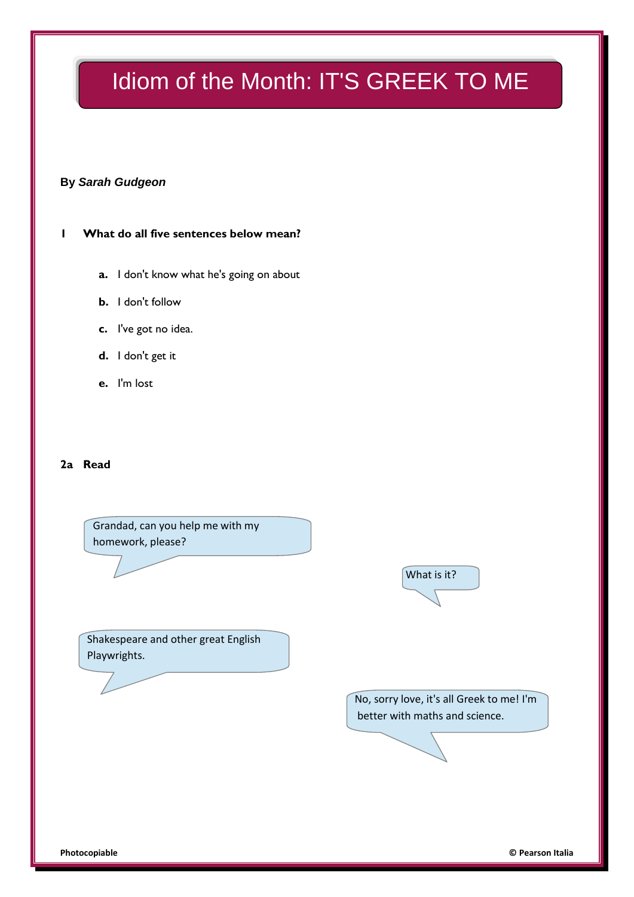# Idiom of the Month: IT'S GREEK TO ME

**By *Sarah Gudgeon***

**1 What do all five sentences below mean?**

**a.** I don't know what he's going on about

**b.** I don't follow

**c.** I've got no idea.

**d.** I don't get it

**e.** I'm lost

**2a Read**

Grandad, can you help me with my homework, please?

What is it?

Shakespeare and other great English Playwrights.

No, sorry love, it's all Greek to me! I'm better with maths and science.

**Photocopiable** **© Pearson Italia**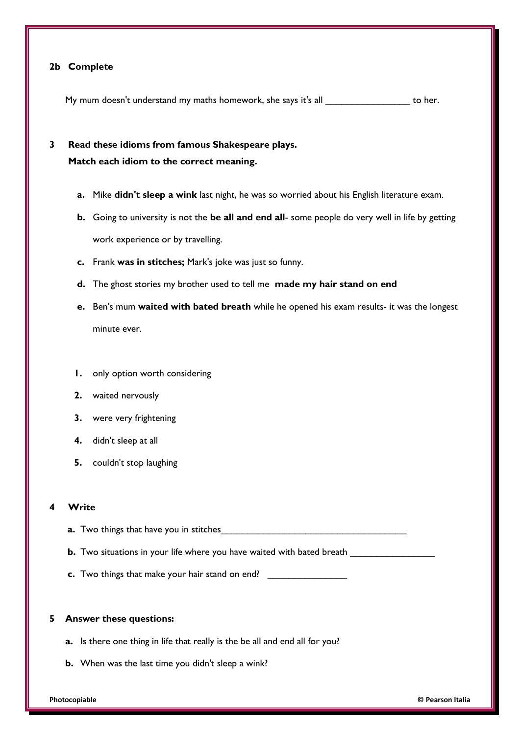**2b Complete**

My mum doesn't understand my maths homework, she says it's all _________________ to her.

**3 Read these idioms from famous Shakespeare plays.**
**Match each idiom to the correct meaning.**

a. Mike **didn't sleep a wink** last night, he was so worried about his English literature exam.

b. Going to university is not the **be all and end all**- some people do very well in life by getting work experience or by travelling.

c. Frank **was in stitches;** Mark's joke was just so funny.

d. The ghost stories my brother used to tell me **made my hair stand on end**

e. Ben's mum **waited with bated breath** while he opened his exam results- it was the longest minute ever.

1. only option worth considering
2. waited nervously
3. were very frightening
4. didn't sleep at all
5. couldn't stop laughing

**4 Write**

a. Two things that have you in stitches______________________________________

b. Two situations in your life where you have waited with bated breath _________________

c. Two things that make your hair stand on end? ________________

**5 Answer these questions:**

a. Is there one thing in life that really is the be all and end all for you?

b. When was the last time you didn't sleep a wink?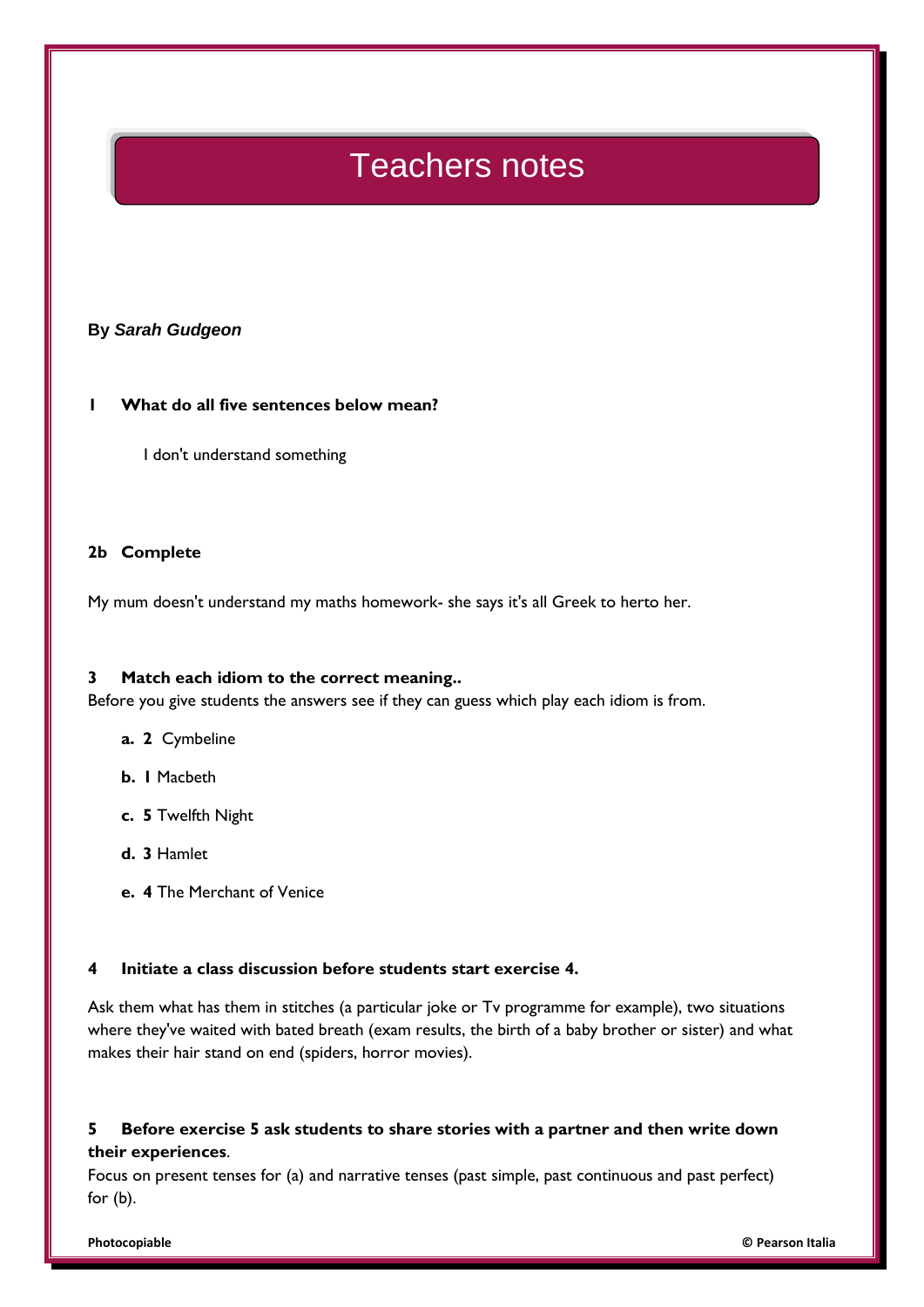# Teachers notes

**By *Sarah Gudgeon***

**1 What do all five sentences below mean?**

I don't understand something

**2b Complete**

My mum doesn't understand my maths homework- she says it's all Greek to herto her.

**3 Match each idiom to the correct meaning..**

Before you give students the answers see if they can guess which play each idiom is from.

- **a. 2** Cymbeline
- **b. 1** Macbeth
- **c. 5** Twelfth Night
- **d. 3** Hamlet
- **e. 4** The Merchant of Venice

**4 Initiate a class discussion before students start exercise 4.**

Ask them what has them in stitches (a particular joke or Tv programme for example), two situations where they've waited with bated breath (exam results, the birth of a baby brother or sister) and what makes their hair stand on end (spiders, horror movies).

**5 Before exercise 5 ask students to share stories with a partner and then write down their experiences**.

Focus on present tenses for (a) and narrative tenses (past simple, past continuous and past perfect) for (b).

**Photocopiable** **© Pearson Italia**